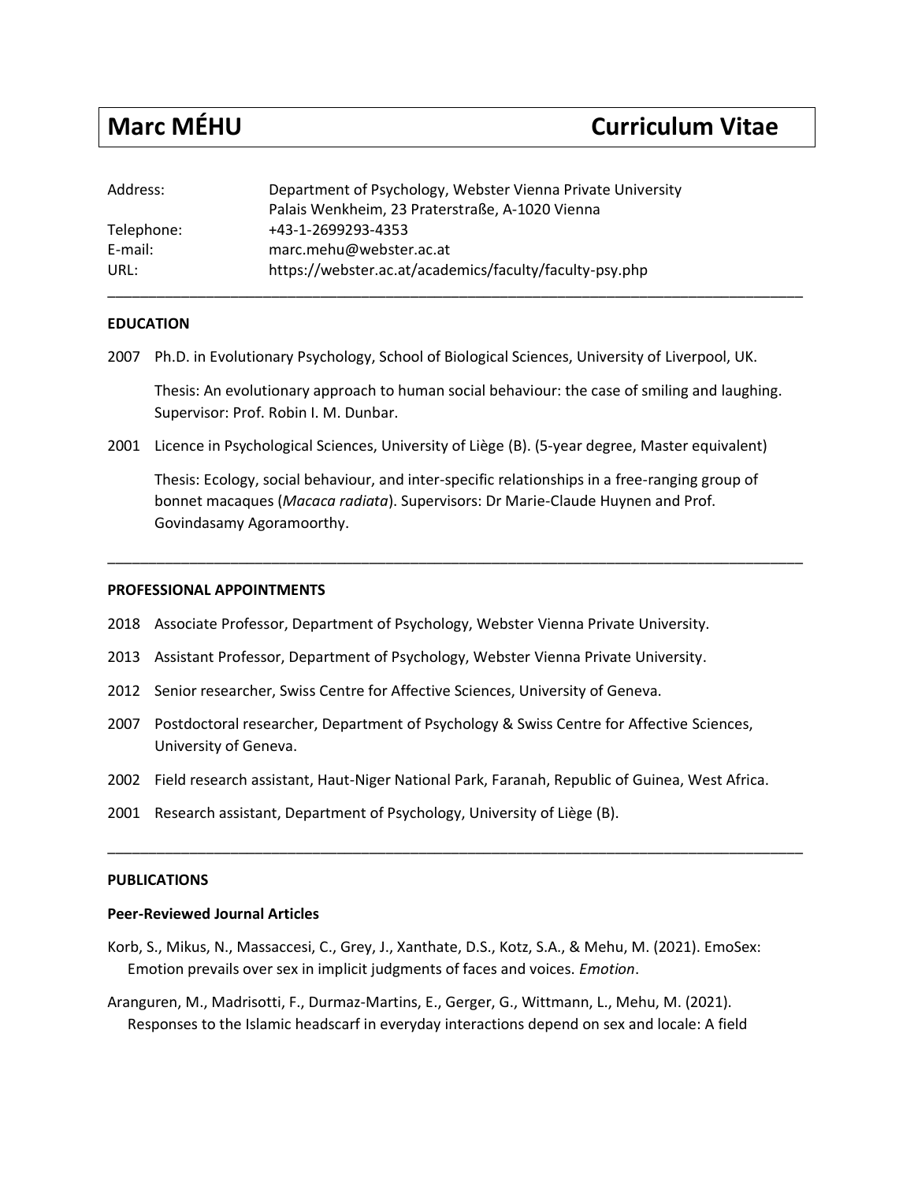# Marc MÉHU — Curriculum Vitae

| | |
|---|---|
| Address: | Department of Psychology, Webster Vienna Private University<br>Palais Wenkheim, 23 Praterstraße, A-1020 Vienna |
| Telephone: | +43-1-2699293-4353 |
| E-mail: | marc.mehu@webster.ac.at |
| URL: | https://webster.ac.at/academics/faculty/faculty-psy.php |

---

## EDUCATION

2007 Ph.D. in Evolutionary Psychology, School of Biological Sciences, University of Liverpool, UK.

Thesis: An evolutionary approach to human social behaviour: the case of smiling and laughing. Supervisor: Prof. Robin I. M. Dunbar.

2001 Licence in Psychological Sciences, University of Liège (B). (5-year degree, Master equivalent)

Thesis: Ecology, social behaviour, and inter-specific relationships in a free-ranging group of bonnet macaques (*Macaca radiata*). Supervisors: Dr Marie-Claude Huynen and Prof. Govindasamy Agoramoorthy.

---

## PROFESSIONAL APPOINTMENTS

2018 Associate Professor, Department of Psychology, Webster Vienna Private University.

2013 Assistant Professor, Department of Psychology, Webster Vienna Private University.

2012 Senior researcher, Swiss Centre for Affective Sciences, University of Geneva.

2007 Postdoctoral researcher, Department of Psychology & Swiss Centre for Affective Sciences, University of Geneva.

2002 Field research assistant, Haut-Niger National Park, Faranah, Republic of Guinea, West Africa.

2001 Research assistant, Department of Psychology, University of Liège (B).

---

## PUBLICATIONS

### Peer-Reviewed Journal Articles

Korb, S., Mikus, N., Massaccesi, C., Grey, J., Xanthate, D.S., Kotz, S.A., & Mehu, M. (2021). EmoSex: Emotion prevails over sex in implicit judgments of faces and voices. *Emotion*.

Aranguren, M., Madrisotti, F., Durmaz-Martins, E., Gerger, G., Wittmann, L., Mehu, M. (2021). Responses to the Islamic headscarf in everyday interactions depend on sex and locale: A field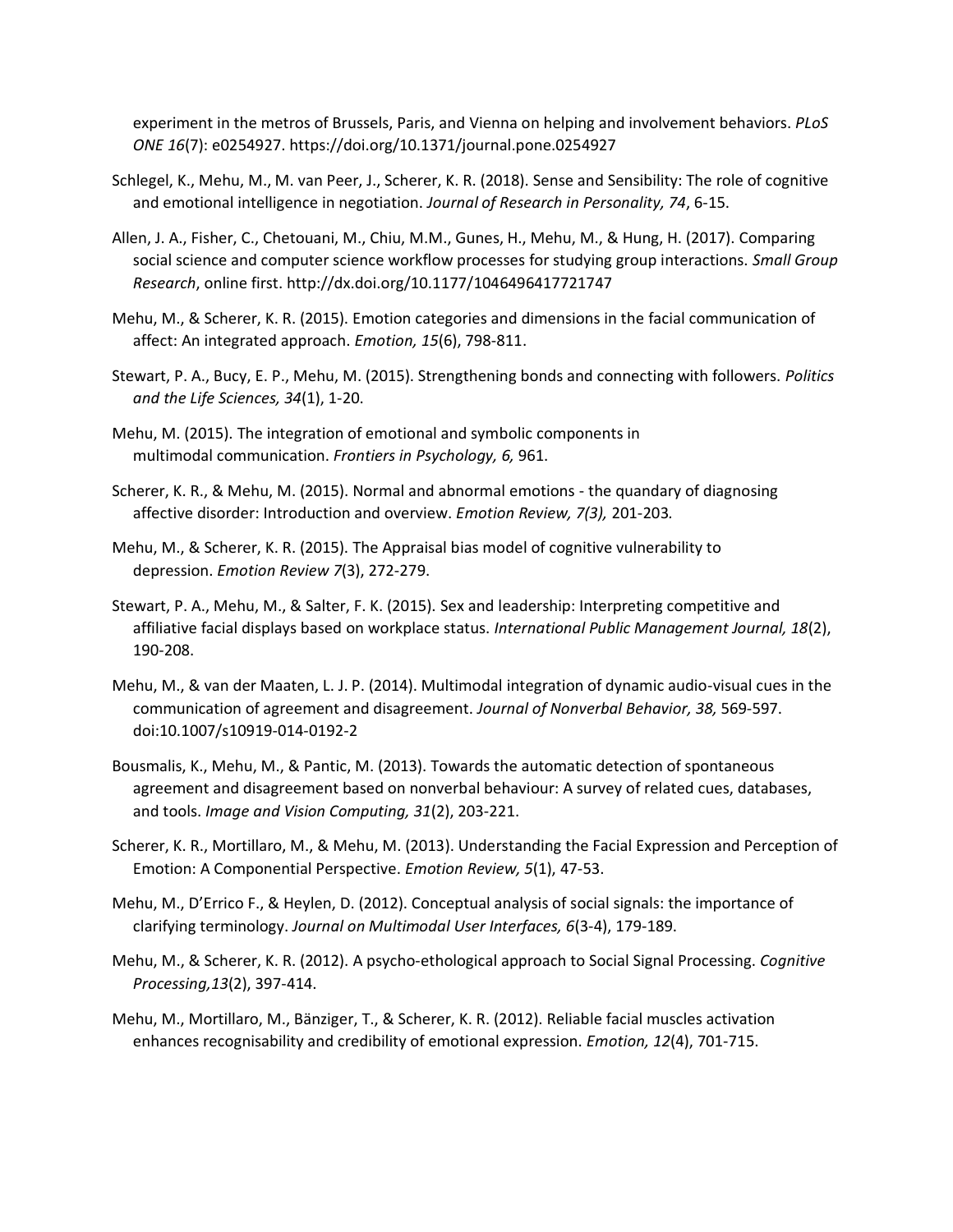experiment in the metros of Brussels, Paris, and Vienna on helping and involvement behaviors. *PLoS ONE 16*(7): e0254927. https://doi.org/10.1371/journal.pone.0254927

Schlegel, K., Mehu, M., M. van Peer, J., Scherer, K. R. (2018). Sense and Sensibility: The role of cognitive and emotional intelligence in negotiation. *Journal of Research in Personality, 74*, 6-15.

Allen, J. A., Fisher, C., Chetouani, M., Chiu, M.M., Gunes, H., Mehu, M., & Hung, H. (2017). Comparing social science and computer science workflow processes for studying group interactions. *Small Group Research*, online first. http://dx.doi.org/10.1177/1046496417721747

Mehu, M., & Scherer, K. R. (2015). Emotion categories and dimensions in the facial communication of affect: An integrated approach. *Emotion, 15*(6), 798-811.

Stewart, P. A., Bucy, E. P., Mehu, M. (2015). Strengthening bonds and connecting with followers. *Politics and the Life Sciences, 34*(1), 1-20.

Mehu, M. (2015). The integration of emotional and symbolic components in multimodal communication. *Frontiers in Psychology, 6,* 961.

Scherer, K. R., & Mehu, M. (2015). Normal and abnormal emotions - the quandary of diagnosing affective disorder: Introduction and overview. *Emotion Review, 7(3),* 201-203*.*

Mehu, M., & Scherer, K. R. (2015). The Appraisal bias model of cognitive vulnerability to depression. *Emotion Review 7*(3), 272-279.

Stewart, P. A., Mehu, M., & Salter, F. K. (2015). Sex and leadership: Interpreting competitive and affiliative facial displays based on workplace status. *International Public Management Journal, 18*(2), 190-208.

Mehu, M., & van der Maaten, L. J. P. (2014). Multimodal integration of dynamic audio-visual cues in the communication of agreement and disagreement. *Journal of Nonverbal Behavior, 38,* 569-597. doi:10.1007/s10919-014-0192-2

Bousmalis, K., Mehu, M., & Pantic, M. (2013). Towards the automatic detection of spontaneous agreement and disagreement based on nonverbal behaviour: A survey of related cues, databases, and tools. *Image and Vision Computing, 31*(2), 203-221.

Scherer, K. R., Mortillaro, M., & Mehu, M. (2013). Understanding the Facial Expression and Perception of Emotion: A Componential Perspective. *Emotion Review, 5*(1), 47-53.

Mehu, M., D'Errico F., & Heylen, D. (2012). Conceptual analysis of social signals: the importance of clarifying terminology. *Journal on Multimodal User Interfaces, 6*(3-4), 179-189.

Mehu, M., & Scherer, K. R. (2012). A psycho-ethological approach to Social Signal Processing. *Cognitive Processing,13*(2), 397-414.

Mehu, M., Mortillaro, M., Bänziger, T., & Scherer, K. R. (2012). Reliable facial muscles activation enhances recognisability and credibility of emotional expression. *Emotion, 12*(4), 701-715.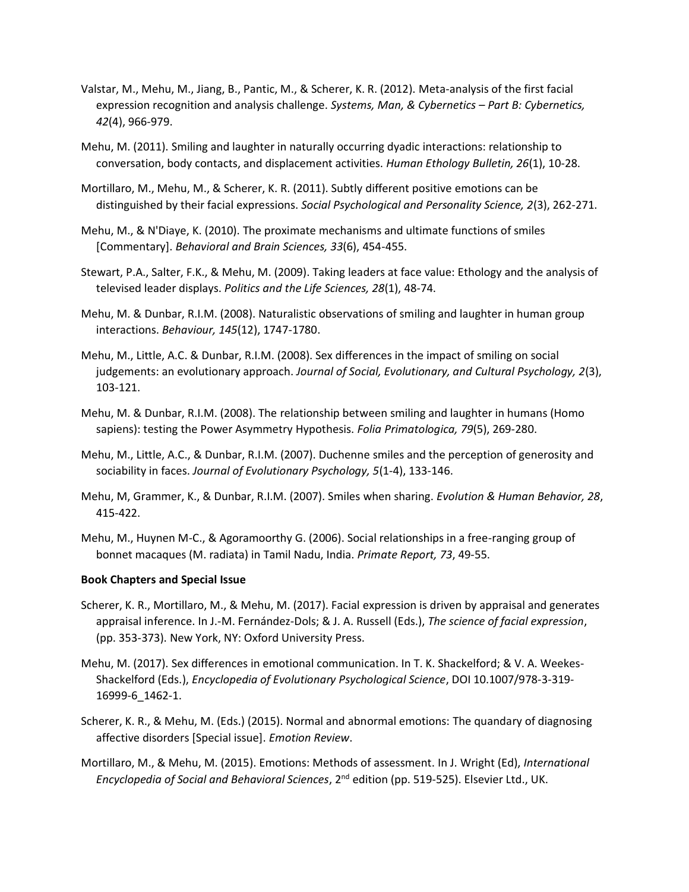Valstar, M., Mehu, M., Jiang, B., Pantic, M., & Scherer, K. R. (2012). Meta-analysis of the first facial expression recognition and analysis challenge. *Systems, Man, & Cybernetics – Part B: Cybernetics, 42*(4), 966-979.

Mehu, M. (2011). Smiling and laughter in naturally occurring dyadic interactions: relationship to conversation, body contacts, and displacement activities. *Human Ethology Bulletin, 26*(1), 10-28.

Mortillaro, M., Mehu, M., & Scherer, K. R. (2011). Subtly different positive emotions can be distinguished by their facial expressions. *Social Psychological and Personality Science, 2*(3), 262-271.

Mehu, M., & N'Diaye, K. (2010). The proximate mechanisms and ultimate functions of smiles [Commentary]. *Behavioral and Brain Sciences, 33*(6), 454-455.

Stewart, P.A., Salter, F.K., & Mehu, M. (2009). Taking leaders at face value: Ethology and the analysis of televised leader displays. *Politics and the Life Sciences, 28*(1), 48-74.

Mehu, M. & Dunbar, R.I.M. (2008). Naturalistic observations of smiling and laughter in human group interactions. *Behaviour, 145*(12), 1747-1780.

Mehu, M., Little, A.C. & Dunbar, R.I.M. (2008). Sex differences in the impact of smiling on social judgements: an evolutionary approach. *Journal of Social, Evolutionary, and Cultural Psychology, 2*(3), 103-121.

Mehu, M. & Dunbar, R.I.M. (2008). The relationship between smiling and laughter in humans (Homo sapiens): testing the Power Asymmetry Hypothesis. *Folia Primatologica, 79*(5), 269-280.

Mehu, M., Little, A.C., & Dunbar, R.I.M. (2007). Duchenne smiles and the perception of generosity and sociability in faces. *Journal of Evolutionary Psychology, 5*(1-4), 133-146.

Mehu, M, Grammer, K., & Dunbar, R.I.M. (2007). Smiles when sharing. *Evolution & Human Behavior, 28*, 415-422.

Mehu, M., Huynen M-C., & Agoramoorthy G. (2006). Social relationships in a free-ranging group of bonnet macaques (M. radiata) in Tamil Nadu, India. *Primate Report, 73*, 49-55.

**Book Chapters and Special Issue**

Scherer, K. R., Mortillaro, M., & Mehu, M. (2017). Facial expression is driven by appraisal and generates appraisal inference. In J.-M. Fernández-Dols; & J. A. Russell (Eds.), *The science of facial expression*, (pp. 353-373). New York, NY: Oxford University Press.

Mehu, M. (2017). Sex differences in emotional communication. In T. K. Shackelford; & V. A. Weekes-Shackelford (Eds.), *Encyclopedia of Evolutionary Psychological Science*, DOI 10.1007/978-3-319-16999-6_1462-1.

Scherer, K. R., & Mehu, M. (Eds.) (2015). Normal and abnormal emotions: The quandary of diagnosing affective disorders [Special issue]. *Emotion Review*.

Mortillaro, M., & Mehu, M. (2015). Emotions: Methods of assessment. In J. Wright (Ed), *International Encyclopedia of Social and Behavioral Sciences*, 2nd edition (pp. 519-525). Elsevier Ltd., UK.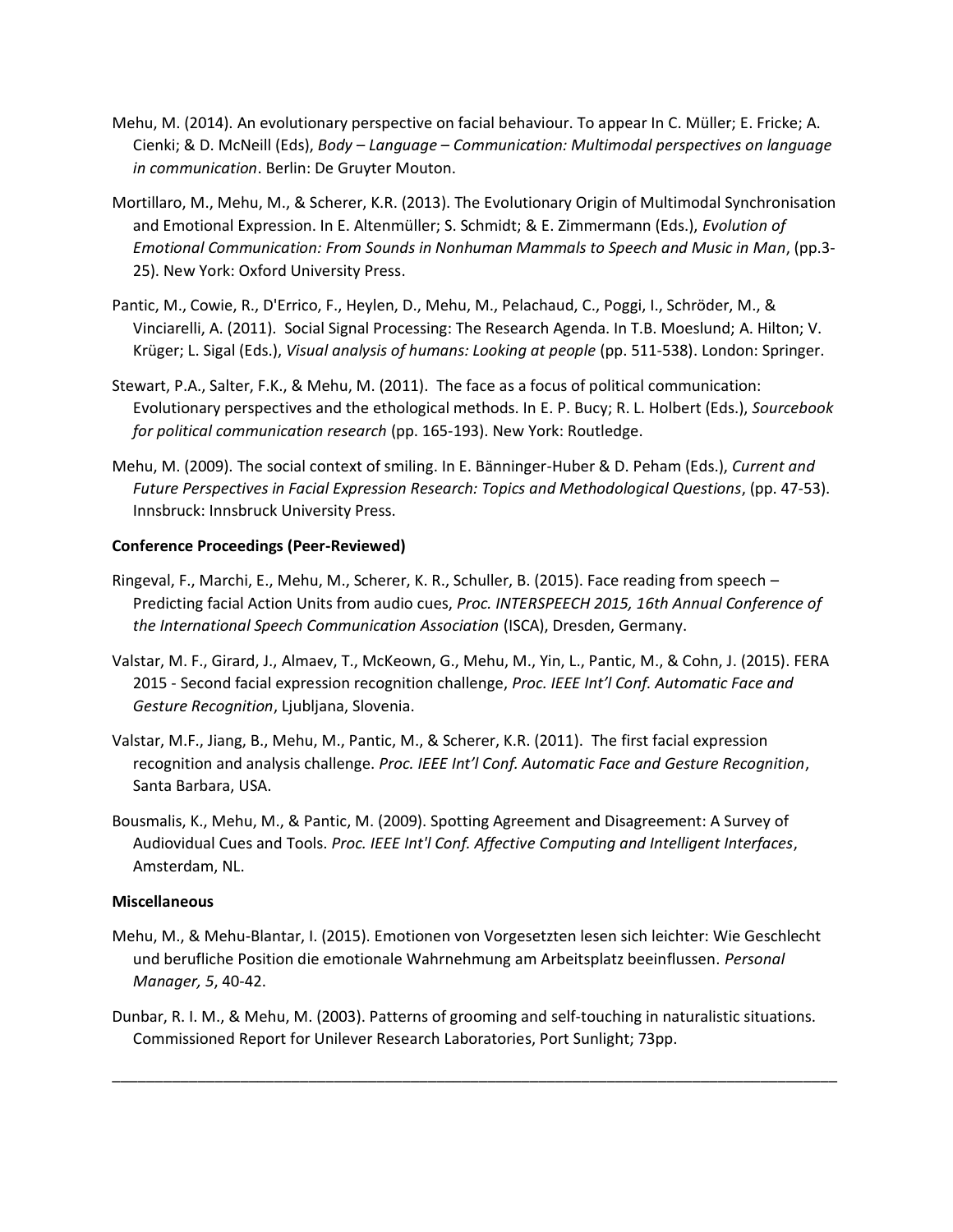Mehu, M. (2014). An evolutionary perspective on facial behaviour. To appear In C. Müller; E. Fricke; A. Cienki; & D. McNeill (Eds), *Body – Language – Communication: Multimodal perspectives on language in communication*. Berlin: De Gruyter Mouton.

Mortillaro, M., Mehu, M., & Scherer, K.R. (2013). The Evolutionary Origin of Multimodal Synchronisation and Emotional Expression. In E. Altenmüller; S. Schmidt; & E. Zimmermann (Eds.), *Evolution of Emotional Communication: From Sounds in Nonhuman Mammals to Speech and Music in Man*, (pp.3-25). New York: Oxford University Press.

Pantic, M., Cowie, R., D'Errico, F., Heylen, D., Mehu, M., Pelachaud, C., Poggi, I., Schröder, M., & Vinciarelli, A. (2011). Social Signal Processing: The Research Agenda. In T.B. Moeslund; A. Hilton; V. Krüger; L. Sigal (Eds.), *Visual analysis of humans: Looking at people* (pp. 511-538). London: Springer.

Stewart, P.A., Salter, F.K., & Mehu, M. (2011). The face as a focus of political communication: Evolutionary perspectives and the ethological methods. In E. P. Bucy; R. L. Holbert (Eds.), *Sourcebook for political communication research* (pp. 165-193). New York: Routledge.

Mehu, M. (2009). The social context of smiling. In E. Bänninger-Huber & D. Peham (Eds.), *Current and Future Perspectives in Facial Expression Research: Topics and Methodological Questions*, (pp. 47-53). Innsbruck: Innsbruck University Press.

**Conference Proceedings (Peer-Reviewed)**

Ringeval, F., Marchi, E., Mehu, M., Scherer, K. R., Schuller, B. (2015). Face reading from speech – Predicting facial Action Units from audio cues, *Proc. INTERSPEECH 2015, 16th Annual Conference of the International Speech Communication Association* (ISCA), Dresden, Germany.

Valstar, M. F., Girard, J., Almaev, T., McKeown, G., Mehu, M., Yin, L., Pantic, M., & Cohn, J. (2015). FERA 2015 - Second facial expression recognition challenge, *Proc. IEEE Int'l Conf. Automatic Face and Gesture Recognition*, Ljubljana, Slovenia.

Valstar, M.F., Jiang, B., Mehu, M., Pantic, M., & Scherer, K.R. (2011). The first facial expression recognition and analysis challenge. *Proc. IEEE Int'l Conf. Automatic Face and Gesture Recognition*, Santa Barbara, USA.

Bousmalis, K., Mehu, M., & Pantic, M. (2009). Spotting Agreement and Disagreement: A Survey of Audiovidual Cues and Tools. *Proc. IEEE Int'l Conf. Affective Computing and Intelligent Interfaces*, Amsterdam, NL.

**Miscellaneous**

Mehu, M., & Mehu-Blantar, I. (2015). Emotionen von Vorgesetzten lesen sich leichter: Wie Geschlecht und berufliche Position die emotionale Wahrnehmung am Arbeitsplatz beeinflussen. *Personal Manager, 5*, 40-42.

Dunbar, R. I. M., & Mehu, M. (2003). Patterns of grooming and self-touching in naturalistic situations. Commissioned Report for Unilever Research Laboratories, Port Sunlight; 73pp.

---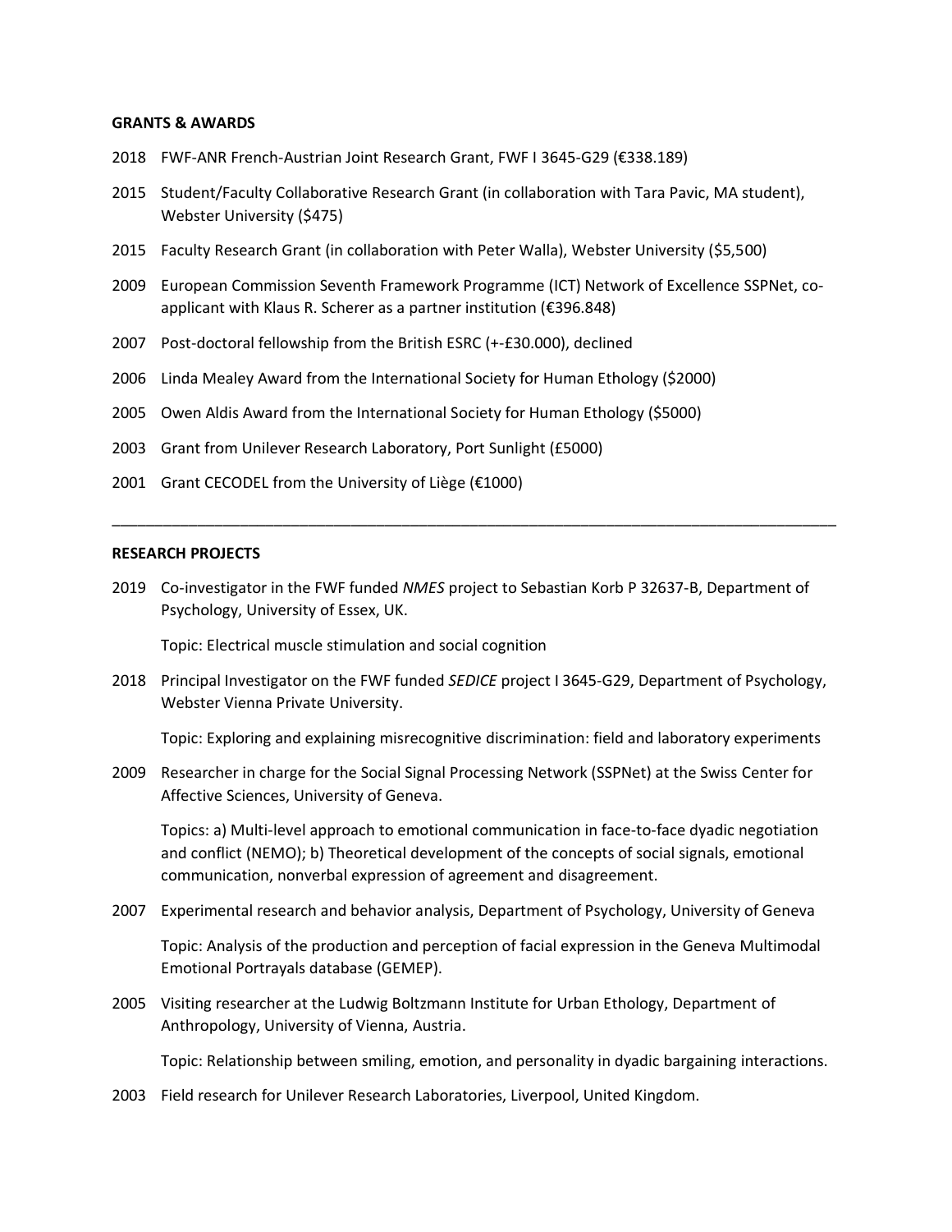**GRANTS & AWARDS**

2018 FWF-ANR French-Austrian Joint Research Grant, FWF I 3645-G29 (€338.189)

2015 Student/Faculty Collaborative Research Grant (in collaboration with Tara Pavic, MA student), Webster University ($475)

2015 Faculty Research Grant (in collaboration with Peter Walla), Webster University ($5,500)

2009 European Commission Seventh Framework Programme (ICT) Network of Excellence SSPNet, co-applicant with Klaus R. Scherer as a partner institution (€396.848)

2007 Post-doctoral fellowship from the British ESRC (+-£30.000), declined

2006 Linda Mealey Award from the International Society for Human Ethology ($2000)

2005 Owen Aldis Award from the International Society for Human Ethology ($5000)

2003 Grant from Unilever Research Laboratory, Port Sunlight (£5000)

2001 Grant CECODEL from the University of Liège (€1000)

---

**RESEARCH PROJECTS**

2019 Co-investigator in the FWF funded *NMES* project to Sebastian Korb P 32637-B, Department of Psychology, University of Essex, UK.

Topic: Electrical muscle stimulation and social cognition

2018 Principal Investigator on the FWF funded *SEDICE* project I 3645-G29, Department of Psychology, Webster Vienna Private University.

Topic: Exploring and explaining misrecognitive discrimination: field and laboratory experiments

2009 Researcher in charge for the Social Signal Processing Network (SSPNet) at the Swiss Center for Affective Sciences, University of Geneva.

Topics: a) Multi-level approach to emotional communication in face-to-face dyadic negotiation and conflict (NEMO); b) Theoretical development of the concepts of social signals, emotional communication, nonverbal expression of agreement and disagreement.

2007 Experimental research and behavior analysis, Department of Psychology, University of Geneva

Topic: Analysis of the production and perception of facial expression in the Geneva Multimodal Emotional Portrayals database (GEMEP).

2005 Visiting researcher at the Ludwig Boltzmann Institute for Urban Ethology, Department of Anthropology, University of Vienna, Austria.

Topic: Relationship between smiling, emotion, and personality in dyadic bargaining interactions.

2003 Field research for Unilever Research Laboratories, Liverpool, United Kingdom.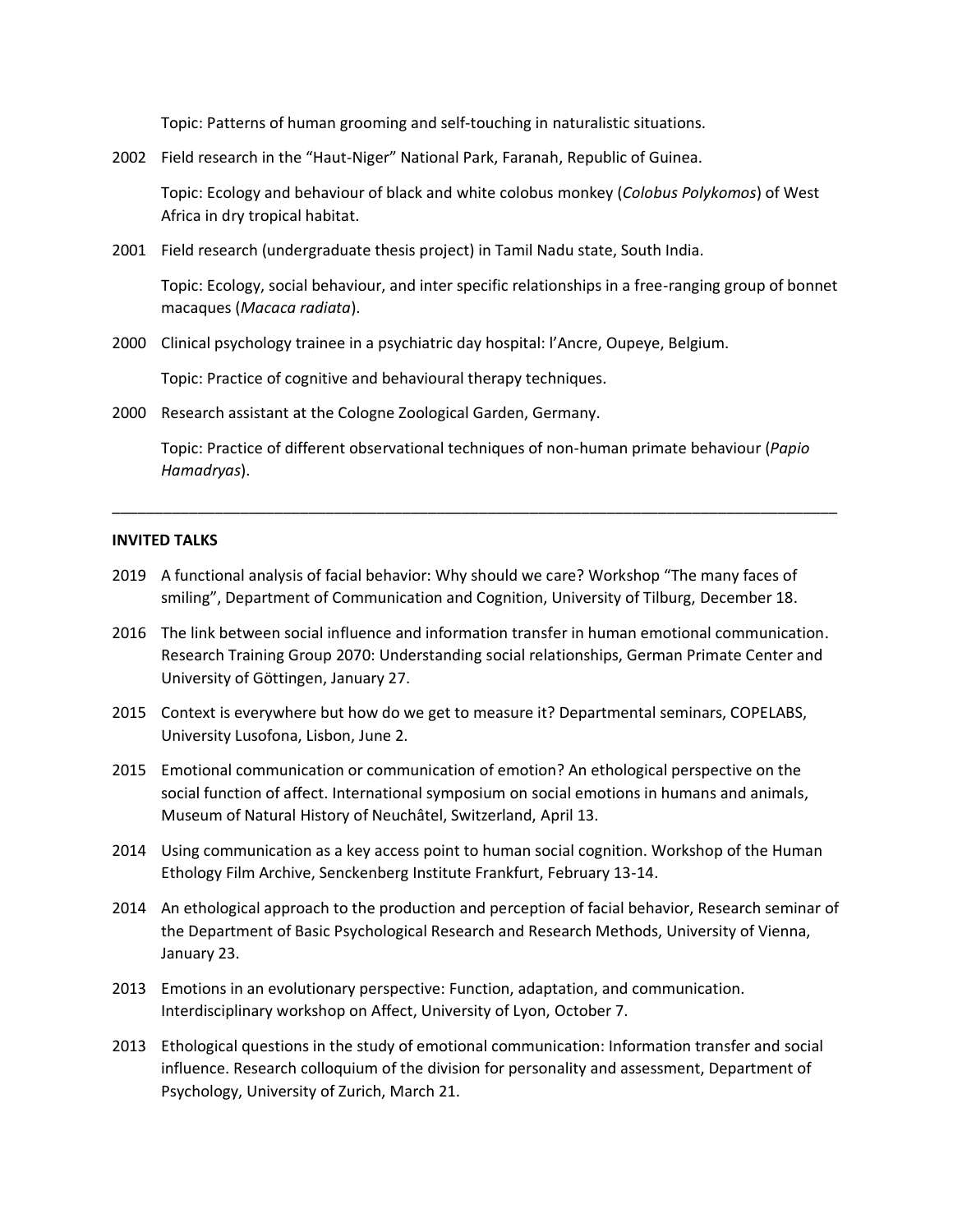Topic: Patterns of human grooming and self-touching in naturalistic situations.

2002 Field research in the "Haut-Niger" National Park, Faranah, Republic of Guinea.

Topic: Ecology and behaviour of black and white colobus monkey (*Colobus Polykomos*) of West Africa in dry tropical habitat.

2001 Field research (undergraduate thesis project) in Tamil Nadu state, South India.

Topic: Ecology, social behaviour, and inter specific relationships in a free-ranging group of bonnet macaques (*Macaca radiata*).

2000 Clinical psychology trainee in a psychiatric day hospital: l'Ancre, Oupeye, Belgium.

Topic: Practice of cognitive and behavioural therapy techniques.

2000 Research assistant at the Cologne Zoological Garden, Germany.

Topic: Practice of different observational techniques of non-human primate behaviour (*Papio Hamadryas*).

---

**INVITED TALKS**

2019 A functional analysis of facial behavior: Why should we care? Workshop "The many faces of smiling", Department of Communication and Cognition, University of Tilburg, December 18.

2016 The link between social influence and information transfer in human emotional communication. Research Training Group 2070: Understanding social relationships, German Primate Center and University of Göttingen, January 27.

2015 Context is everywhere but how do we get to measure it? Departmental seminars, COPELABS, University Lusofona, Lisbon, June 2.

2015 Emotional communication or communication of emotion? An ethological perspective on the social function of affect. International symposium on social emotions in humans and animals, Museum of Natural History of Neuchâtel, Switzerland, April 13.

2014 Using communication as a key access point to human social cognition. Workshop of the Human Ethology Film Archive, Senckenberg Institute Frankfurt, February 13-14.

2014 An ethological approach to the production and perception of facial behavior, Research seminar of the Department of Basic Psychological Research and Research Methods, University of Vienna, January 23.

2013 Emotions in an evolutionary perspective: Function, adaptation, and communication. Interdisciplinary workshop on Affect, University of Lyon, October 7.

2013 Ethological questions in the study of emotional communication: Information transfer and social influence. Research colloquium of the division for personality and assessment, Department of Psychology, University of Zurich, March 21.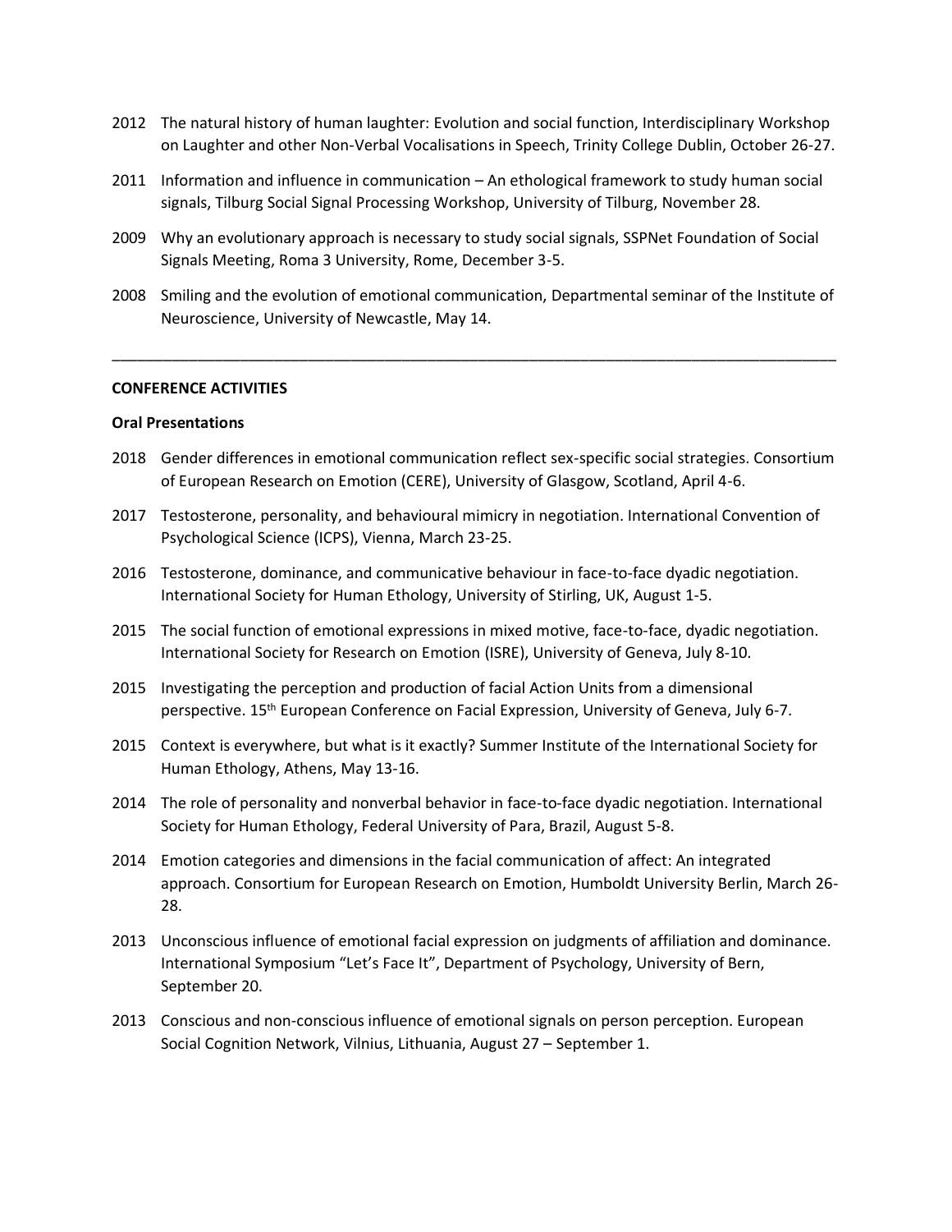2012 The natural history of human laughter: Evolution and social function, Interdisciplinary Workshop on Laughter and other Non-Verbal Vocalisations in Speech, Trinity College Dublin, October 26-27.

2011 Information and influence in communication – An ethological framework to study human social signals, Tilburg Social Signal Processing Workshop, University of Tilburg, November 28.

2009 Why an evolutionary approach is necessary to study social signals, SSPNet Foundation of Social Signals Meeting, Roma 3 University, Rome, December 3-5.

2008 Smiling and the evolution of emotional communication, Departmental seminar of the Institute of Neuroscience, University of Newcastle, May 14.

---

**CONFERENCE ACTIVITIES**

**Oral Presentations**

2018 Gender differences in emotional communication reflect sex-specific social strategies. Consortium of European Research on Emotion (CERE), University of Glasgow, Scotland, April 4-6.

2017 Testosterone, personality, and behavioural mimicry in negotiation. International Convention of Psychological Science (ICPS), Vienna, March 23-25.

2016 Testosterone, dominance, and communicative behaviour in face-to-face dyadic negotiation. International Society for Human Ethology, University of Stirling, UK, August 1-5.

2015 The social function of emotional expressions in mixed motive, face-to-face, dyadic negotiation. International Society for Research on Emotion (ISRE), University of Geneva, July 8-10.

2015 Investigating the perception and production of facial Action Units from a dimensional perspective. 15th European Conference on Facial Expression, University of Geneva, July 6-7.

2015 Context is everywhere, but what is it exactly? Summer Institute of the International Society for Human Ethology, Athens, May 13-16.

2014 The role of personality and nonverbal behavior in face-to-face dyadic negotiation. International Society for Human Ethology, Federal University of Para, Brazil, August 5-8.

2014 Emotion categories and dimensions in the facial communication of affect: An integrated approach. Consortium for European Research on Emotion, Humboldt University Berlin, March 26-28.

2013 Unconscious influence of emotional facial expression on judgments of affiliation and dominance. International Symposium "Let's Face It", Department of Psychology, University of Bern, September 20.

2013 Conscious and non-conscious influence of emotional signals on person perception. European Social Cognition Network, Vilnius, Lithuania, August 27 – September 1.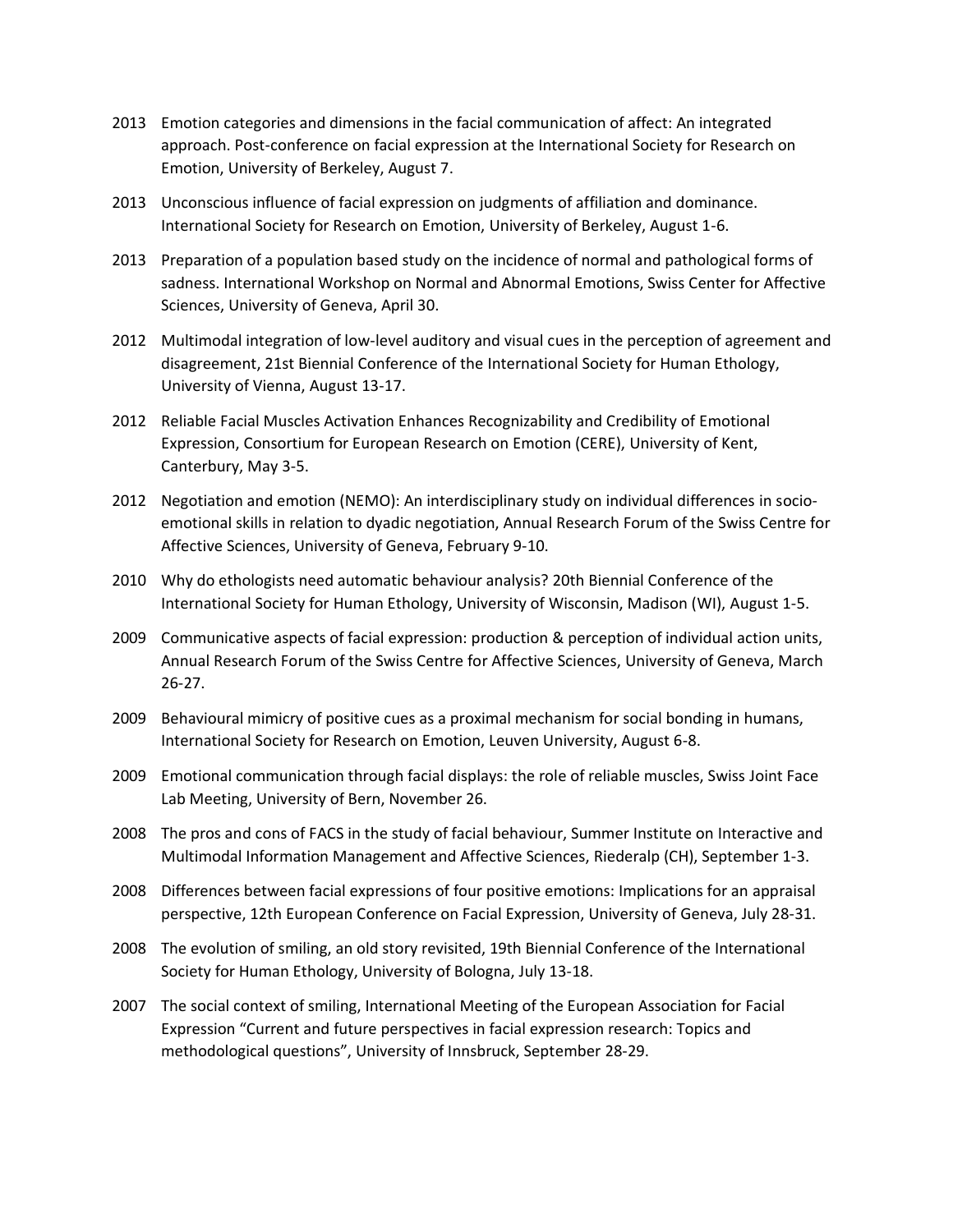2013 Emotion categories and dimensions in the facial communication of affect: An integrated approach. Post-conference on facial expression at the International Society for Research on Emotion, University of Berkeley, August 7.

2013 Unconscious influence of facial expression on judgments of affiliation and dominance. International Society for Research on Emotion, University of Berkeley, August 1-6.

2013 Preparation of a population based study on the incidence of normal and pathological forms of sadness. International Workshop on Normal and Abnormal Emotions, Swiss Center for Affective Sciences, University of Geneva, April 30.

2012 Multimodal integration of low-level auditory and visual cues in the perception of agreement and disagreement, 21st Biennial Conference of the International Society for Human Ethology, University of Vienna, August 13-17.

2012 Reliable Facial Muscles Activation Enhances Recognizability and Credibility of Emotional Expression, Consortium for European Research on Emotion (CERE), University of Kent, Canterbury, May 3-5.

2012 Negotiation and emotion (NEMO): An interdisciplinary study on individual differences in socio-emotional skills in relation to dyadic negotiation, Annual Research Forum of the Swiss Centre for Affective Sciences, University of Geneva, February 9-10.

2010 Why do ethologists need automatic behaviour analysis? 20th Biennial Conference of the International Society for Human Ethology, University of Wisconsin, Madison (WI), August 1-5.

2009 Communicative aspects of facial expression: production & perception of individual action units, Annual Research Forum of the Swiss Centre for Affective Sciences, University of Geneva, March 26-27.

2009 Behavioural mimicry of positive cues as a proximal mechanism for social bonding in humans, International Society for Research on Emotion, Leuven University, August 6-8.

2009 Emotional communication through facial displays: the role of reliable muscles, Swiss Joint Face Lab Meeting, University of Bern, November 26.

2008 The pros and cons of FACS in the study of facial behaviour, Summer Institute on Interactive and Multimodal Information Management and Affective Sciences, Riederalp (CH), September 1-3.

2008 Differences between facial expressions of four positive emotions: Implications for an appraisal perspective, 12th European Conference on Facial Expression, University of Geneva, July 28-31.

2008 The evolution of smiling, an old story revisited, 19th Biennial Conference of the International Society for Human Ethology, University of Bologna, July 13-18.

2007 The social context of smiling, International Meeting of the European Association for Facial Expression "Current and future perspectives in facial expression research: Topics and methodological questions", University of Innsbruck, September 28-29.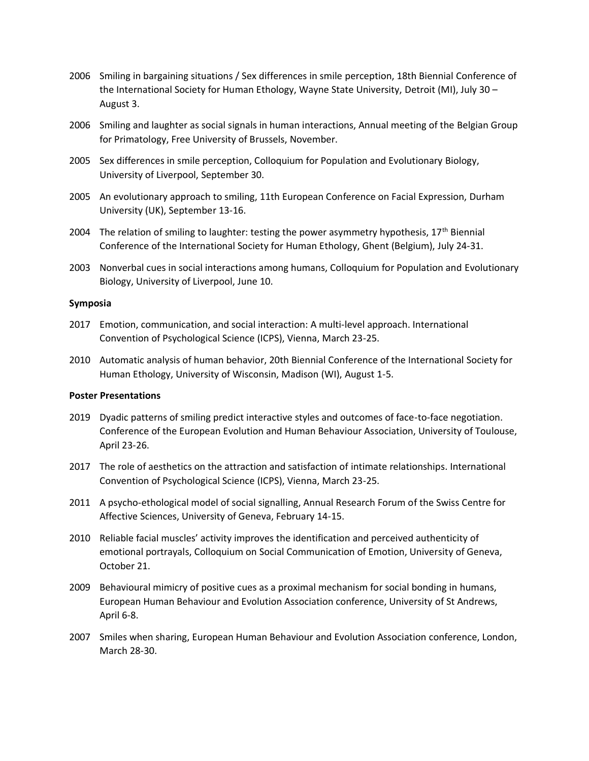2006 Smiling in bargaining situations / Sex differences in smile perception, 18th Biennial Conference of the International Society for Human Ethology, Wayne State University, Detroit (MI), July 30 – August 3.

2006 Smiling and laughter as social signals in human interactions, Annual meeting of the Belgian Group for Primatology, Free University of Brussels, November.

2005 Sex differences in smile perception, Colloquium for Population and Evolutionary Biology, University of Liverpool, September 30.

2005 An evolutionary approach to smiling, 11th European Conference on Facial Expression, Durham University (UK), September 13-16.

2004 The relation of smiling to laughter: testing the power asymmetry hypothesis, 17th Biennial Conference of the International Society for Human Ethology, Ghent (Belgium), July 24-31.

2003 Nonverbal cues in social interactions among humans, Colloquium for Population and Evolutionary Biology, University of Liverpool, June 10.

**Symposia**

2017 Emotion, communication, and social interaction: A multi-level approach. International Convention of Psychological Science (ICPS), Vienna, March 23-25.

2010 Automatic analysis of human behavior, 20th Biennial Conference of the International Society for Human Ethology, University of Wisconsin, Madison (WI), August 1-5.

**Poster Presentations**

2019 Dyadic patterns of smiling predict interactive styles and outcomes of face-to-face negotiation. Conference of the European Evolution and Human Behaviour Association, University of Toulouse, April 23-26.

2017 The role of aesthetics on the attraction and satisfaction of intimate relationships. International Convention of Psychological Science (ICPS), Vienna, March 23-25.

2011 A psycho-ethological model of social signalling, Annual Research Forum of the Swiss Centre for Affective Sciences, University of Geneva, February 14-15.

2010 Reliable facial muscles' activity improves the identification and perceived authenticity of emotional portrayals, Colloquium on Social Communication of Emotion, University of Geneva, October 21.

2009 Behavioural mimicry of positive cues as a proximal mechanism for social bonding in humans, European Human Behaviour and Evolution Association conference, University of St Andrews, April 6-8.

2007 Smiles when sharing, European Human Behaviour and Evolution Association conference, London, March 28-30.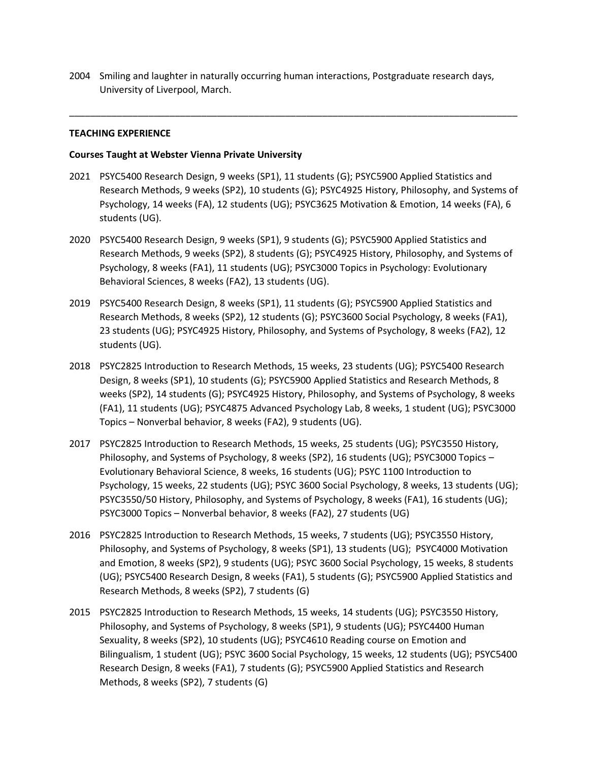2004 Smiling and laughter in naturally occurring human interactions, Postgraduate research days, University of Liverpool, March.

---

**TEACHING EXPERIENCE**

**Courses Taught at Webster Vienna Private University**

2021 PSYC5400 Research Design, 9 weeks (SP1), 11 students (G); PSYC5900 Applied Statistics and Research Methods, 9 weeks (SP2), 10 students (G); PSYC4925 History, Philosophy, and Systems of Psychology, 14 weeks (FA), 12 students (UG); PSYC3625 Motivation & Emotion, 14 weeks (FA), 6 students (UG).

2020 PSYC5400 Research Design, 9 weeks (SP1), 9 students (G); PSYC5900 Applied Statistics and Research Methods, 9 weeks (SP2), 8 students (G); PSYC4925 History, Philosophy, and Systems of Psychology, 8 weeks (FA1), 11 students (UG); PSYC3000 Topics in Psychology: Evolutionary Behavioral Sciences, 8 weeks (FA2), 13 students (UG).

2019 PSYC5400 Research Design, 8 weeks (SP1), 11 students (G); PSYC5900 Applied Statistics and Research Methods, 8 weeks (SP2), 12 students (G); PSYC3600 Social Psychology, 8 weeks (FA1), 23 students (UG); PSYC4925 History, Philosophy, and Systems of Psychology, 8 weeks (FA2), 12 students (UG).

2018 PSYC2825 Introduction to Research Methods, 15 weeks, 23 students (UG); PSYC5400 Research Design, 8 weeks (SP1), 10 students (G); PSYC5900 Applied Statistics and Research Methods, 8 weeks (SP2), 14 students (G); PSYC4925 History, Philosophy, and Systems of Psychology, 8 weeks (FA1), 11 students (UG); PSYC4875 Advanced Psychology Lab, 8 weeks, 1 student (UG); PSYC3000 Topics – Nonverbal behavior, 8 weeks (FA2), 9 students (UG).

2017 PSYC2825 Introduction to Research Methods, 15 weeks, 25 students (UG); PSYC3550 History, Philosophy, and Systems of Psychology, 8 weeks (SP2), 16 students (UG); PSYC3000 Topics – Evolutionary Behavioral Science, 8 weeks, 16 students (UG); PSYC 1100 Introduction to Psychology, 15 weeks, 22 students (UG); PSYC 3600 Social Psychology, 8 weeks, 13 students (UG); PSYC3550/50 History, Philosophy, and Systems of Psychology, 8 weeks (FA1), 16 students (UG); PSYC3000 Topics – Nonverbal behavior, 8 weeks (FA2), 27 students (UG)

2016 PSYC2825 Introduction to Research Methods, 15 weeks, 7 students (UG); PSYC3550 History, Philosophy, and Systems of Psychology, 8 weeks (SP1), 13 students (UG); PSYC4000 Motivation and Emotion, 8 weeks (SP2), 9 students (UG); PSYC 3600 Social Psychology, 15 weeks, 8 students (UG); PSYC5400 Research Design, 8 weeks (FA1), 5 students (G); PSYC5900 Applied Statistics and Research Methods, 8 weeks (SP2), 7 students (G)

2015 PSYC2825 Introduction to Research Methods, 15 weeks, 14 students (UG); PSYC3550 History, Philosophy, and Systems of Psychology, 8 weeks (SP1), 9 students (UG); PSYC4400 Human Sexuality, 8 weeks (SP2), 10 students (UG); PSYC4610 Reading course on Emotion and Bilingualism, 1 student (UG); PSYC 3600 Social Psychology, 15 weeks, 12 students (UG); PSYC5400 Research Design, 8 weeks (FA1), 7 students (G); PSYC5900 Applied Statistics and Research Methods, 8 weeks (SP2), 7 students (G)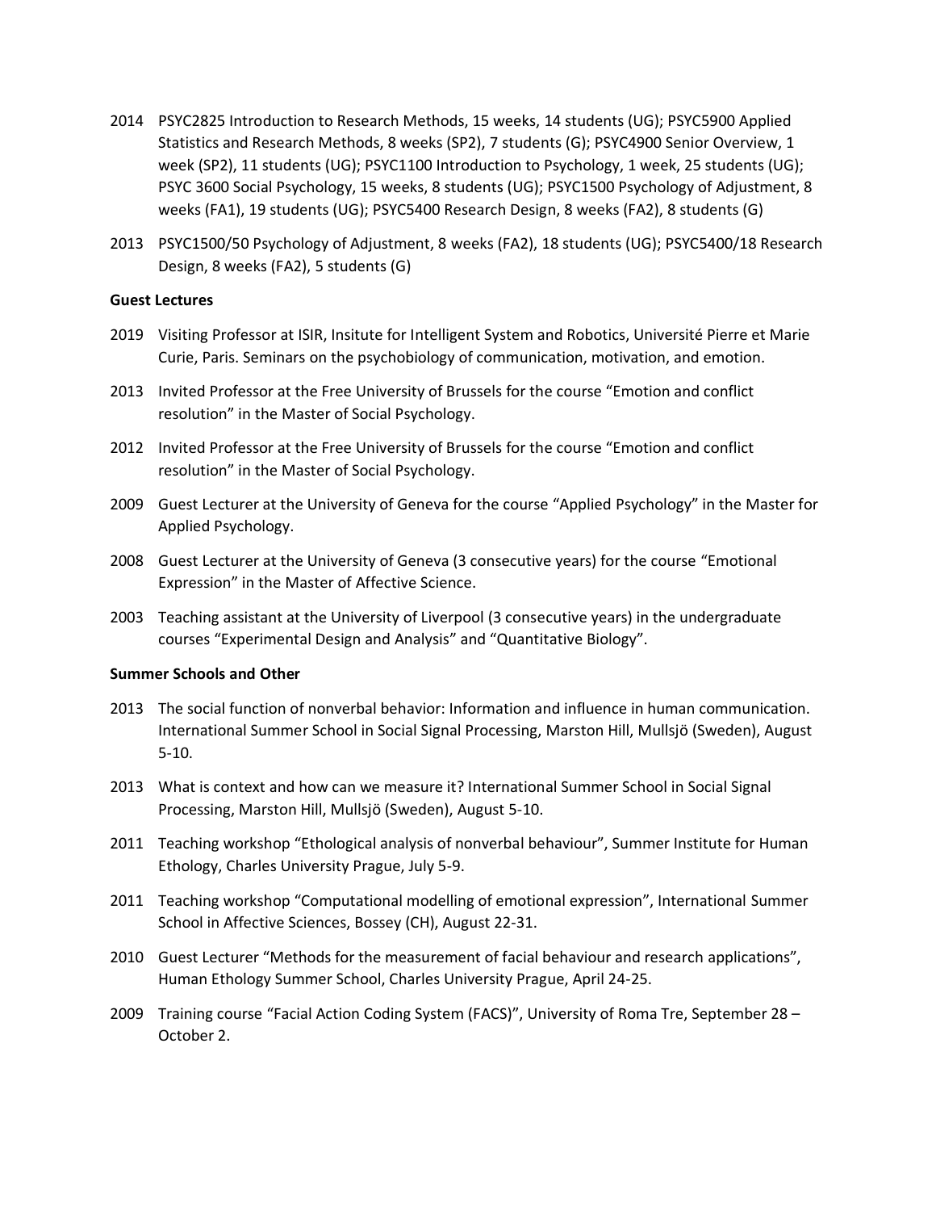2014 PSYC2825 Introduction to Research Methods, 15 weeks, 14 students (UG); PSYC5900 Applied Statistics and Research Methods, 8 weeks (SP2), 7 students (G); PSYC4900 Senior Overview, 1 week (SP2), 11 students (UG); PSYC1100 Introduction to Psychology, 1 week, 25 students (UG); PSYC 3600 Social Psychology, 15 weeks, 8 students (UG); PSYC1500 Psychology of Adjustment, 8 weeks (FA1), 19 students (UG); PSYC5400 Research Design, 8 weeks (FA2), 8 students (G)

2013 PSYC1500/50 Psychology of Adjustment, 8 weeks (FA2), 18 students (UG); PSYC5400/18 Research Design, 8 weeks (FA2), 5 students (G)

**Guest Lectures**

2019 Visiting Professor at ISIR, Insitute for Intelligent System and Robotics, Université Pierre et Marie Curie, Paris. Seminars on the psychobiology of communication, motivation, and emotion.

2013 Invited Professor at the Free University of Brussels for the course "Emotion and conflict resolution" in the Master of Social Psychology.

2012 Invited Professor at the Free University of Brussels for the course "Emotion and conflict resolution" in the Master of Social Psychology.

2009 Guest Lecturer at the University of Geneva for the course "Applied Psychology" in the Master for Applied Psychology.

2008 Guest Lecturer at the University of Geneva (3 consecutive years) for the course "Emotional Expression" in the Master of Affective Science.

2003 Teaching assistant at the University of Liverpool (3 consecutive years) in the undergraduate courses "Experimental Design and Analysis" and "Quantitative Biology".

**Summer Schools and Other**

2013 The social function of nonverbal behavior: Information and influence in human communication. International Summer School in Social Signal Processing, Marston Hill, Mullsjö (Sweden), August 5-10.

2013 What is context and how can we measure it? International Summer School in Social Signal Processing, Marston Hill, Mullsjö (Sweden), August 5-10.

2011 Teaching workshop "Ethological analysis of nonverbal behaviour", Summer Institute for Human Ethology, Charles University Prague, July 5-9.

2011 Teaching workshop "Computational modelling of emotional expression", International Summer School in Affective Sciences, Bossey (CH), August 22-31.

2010 Guest Lecturer "Methods for the measurement of facial behaviour and research applications", Human Ethology Summer School, Charles University Prague, April 24-25.

2009 Training course "Facial Action Coding System (FACS)", University of Roma Tre, September 28 – October 2.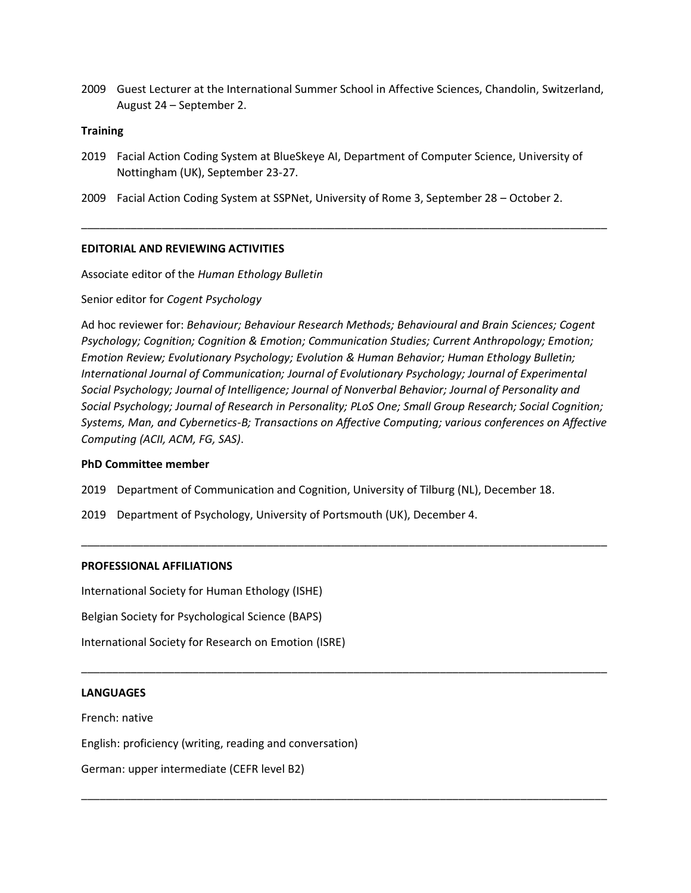2009 Guest Lecturer at the International Summer School in Affective Sciences, Chandolin, Switzerland, August 24 – September 2.

**Training**

2019 Facial Action Coding System at BlueSkeye AI, Department of Computer Science, University of Nottingham (UK), September 23-27.

2009 Facial Action Coding System at SSPNet, University of Rome 3, September 28 – October 2.

---

**EDITORIAL AND REVIEWING ACTIVITIES**

Associate editor of the *Human Ethology Bulletin*

Senior editor for *Cogent Psychology*

Ad hoc reviewer for: *Behaviour; Behaviour Research Methods; Behavioural and Brain Sciences; Cogent Psychology; Cognition; Cognition & Emotion; Communication Studies; Current Anthropology; Emotion; Emotion Review; Evolutionary Psychology; Evolution & Human Behavior; Human Ethology Bulletin; International Journal of Communication; Journal of Evolutionary Psychology; Journal of Experimental Social Psychology; Journal of Intelligence; Journal of Nonverbal Behavior; Journal of Personality and Social Psychology; Journal of Research in Personality; PLoS One; Small Group Research; Social Cognition; Systems, Man, and Cybernetics-B; Transactions on Affective Computing; various conferences on Affective Computing (ACII, ACM, FG, SAS)*.

**PhD Committee member**

2019 Department of Communication and Cognition, University of Tilburg (NL), December 18.

2019 Department of Psychology, University of Portsmouth (UK), December 4.

---

**PROFESSIONAL AFFILIATIONS**

International Society for Human Ethology (ISHE)

Belgian Society for Psychological Science (BAPS)

International Society for Research on Emotion (ISRE)

---

**LANGUAGES**

French: native

English: proficiency (writing, reading and conversation)

German: upper intermediate (CEFR level B2)

---